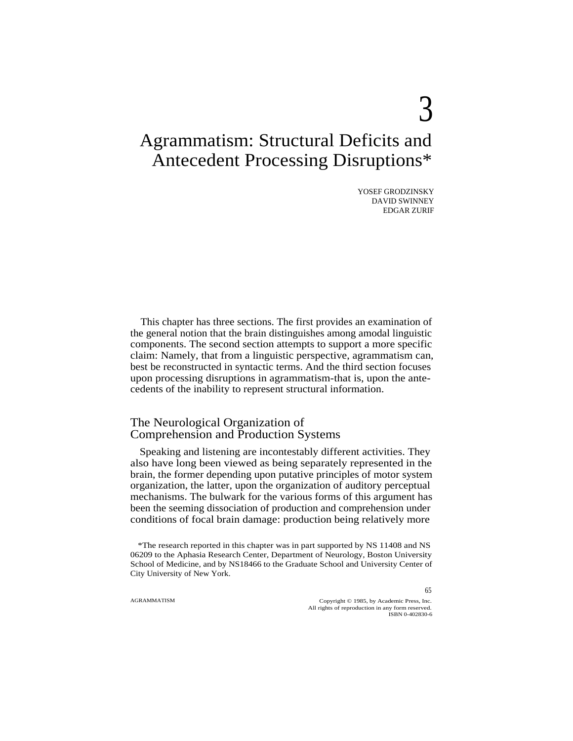# 3

# Agrammatism: Structural Deficits and Antecedent Processing Disruptions*

YOSEF GRODZINSKY
DAVID SWINNEY
EDGAR ZURIF

This chapter has three sections. The first provides an examination of the general notion that the brain distinguishes among amodal linguistic components. The second section attempts to support a more specific claim: Namely, that from a linguistic perspective, agrammatism can, best be reconstructed in syntactic terms. And the third section focuses upon processing disruptions in agrammatism-that is, upon the antecedents of the inability to represent structural information.

## The Neurological Organization of Comprehension and Production Systems

Speaking and listening are incontestably different activities. They also have long been viewed as being separately represented in the brain, the former depending upon putative principles of motor system organization, the latter, upon the organization of auditory perceptual mechanisms. The bulwark for the various forms of this argument has been the seeming dissociation of production and comprehension under conditions of focal brain damage: production being relatively more

*The research reported in this chapter was in part supported by NS 11408 and NS 06209 to the Aphasia Research Center, Department of Neurology, Boston University School of Medicine, and by NS18466 to the Graduate School and University Center of City University of New York.

Copyright © 1985, by Academic Press, Inc.
All rights of reproduction in any form reserved.
ISBN 0-402830-6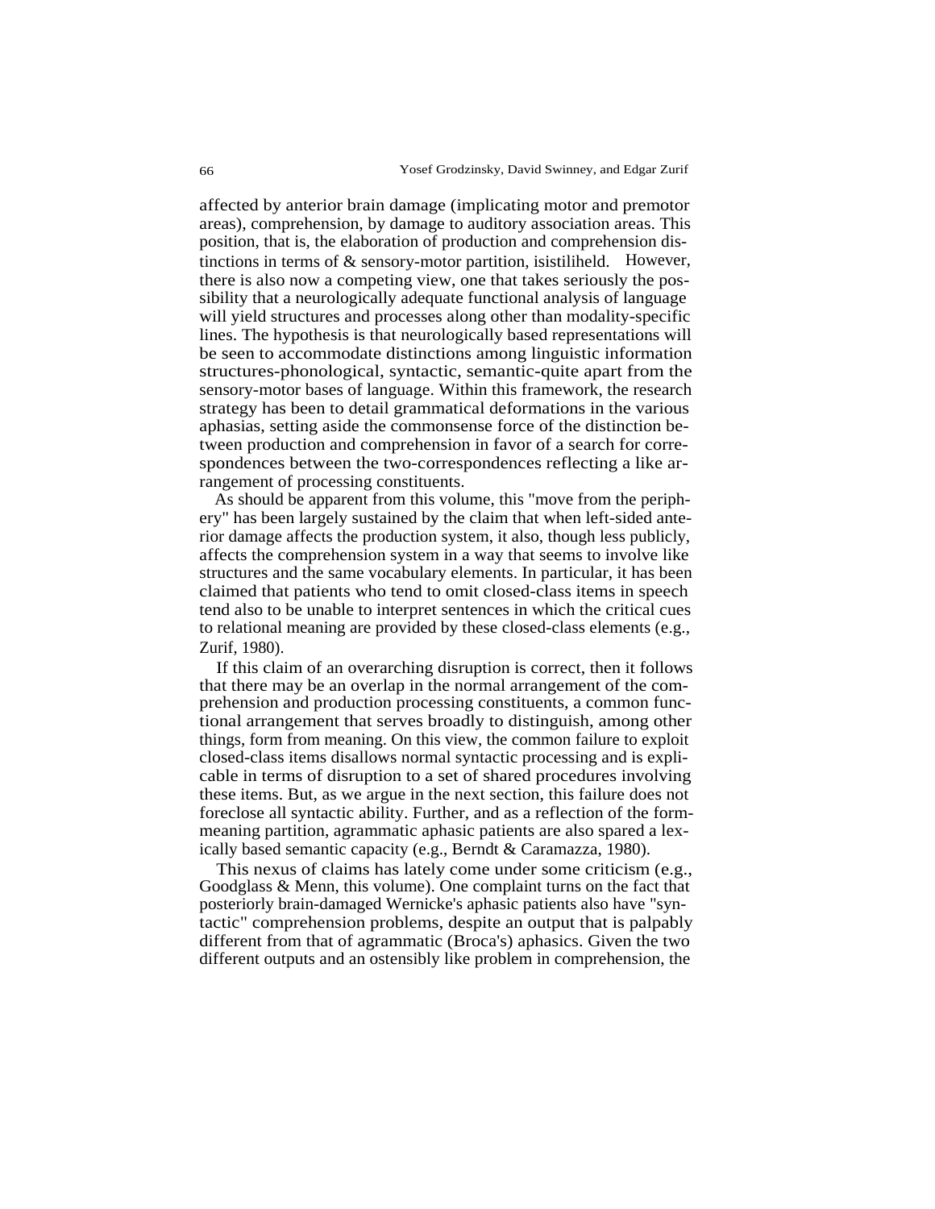affected by anterior brain damage (implicating motor and premotor areas), comprehension, by damage to auditory association areas. This position, that is, the elaboration of production and comprehension distinctions in terms of & sensory-motor partition, isistiliheld. However, there is also now a competing view, one that takes seriously the possibility that a neurologically adequate functional analysis of language will yield structures and processes along other than modality-specific lines. The hypothesis is that neurologically based representations will be seen to accommodate distinctions among linguistic information structures-phonological, syntactic, semantic-quite apart from the sensory-motor bases of language. Within this framework, the research strategy has been to detail grammatical deformations in the various aphasias, setting aside the commonsense force of the distinction between production and comprehension in favor of a search for correspondences between the two-correspondences reflecting a like arrangement of processing constituents.

As should be apparent from this volume, this "move from the periphery" has been largely sustained by the claim that when left-sided anterior damage affects the production system, it also, though less publicly, affects the comprehension system in a way that seems to involve like structures and the same vocabulary elements. In particular, it has been claimed that patients who tend to omit closed-class items in speech tend also to be unable to interpret sentences in which the critical cues to relational meaning are provided by these closed-class elements (e.g., Zurif, 1980).

If this claim of an overarching disruption is correct, then it follows that there may be an overlap in the normal arrangement of the comprehension and production processing constituents, a common functional arrangement that serves broadly to distinguish, among other things, form from meaning. On this view, the common failure to exploit closed-class items disallows normal syntactic processing and is explicable in terms of disruption to a set of shared procedures involving these items. But, as we argue in the next section, this failure does not foreclose all syntactic ability. Further, and as a reflection of the form-meaning partition, agrammatic aphasic patients are also spared a lexically based semantic capacity (e.g., Berndt & Caramazza, 1980).

This nexus of claims has lately come under some criticism (e.g., Goodglass & Menn, this volume). One complaint turns on the fact that posteriorly brain-damaged Wernicke's aphasic patients also have "syntactic" comprehension problems, despite an output that is palpably different from that of agrammatic (Broca's) aphasics. Given the two different outputs and an ostensibly like problem in comprehension, the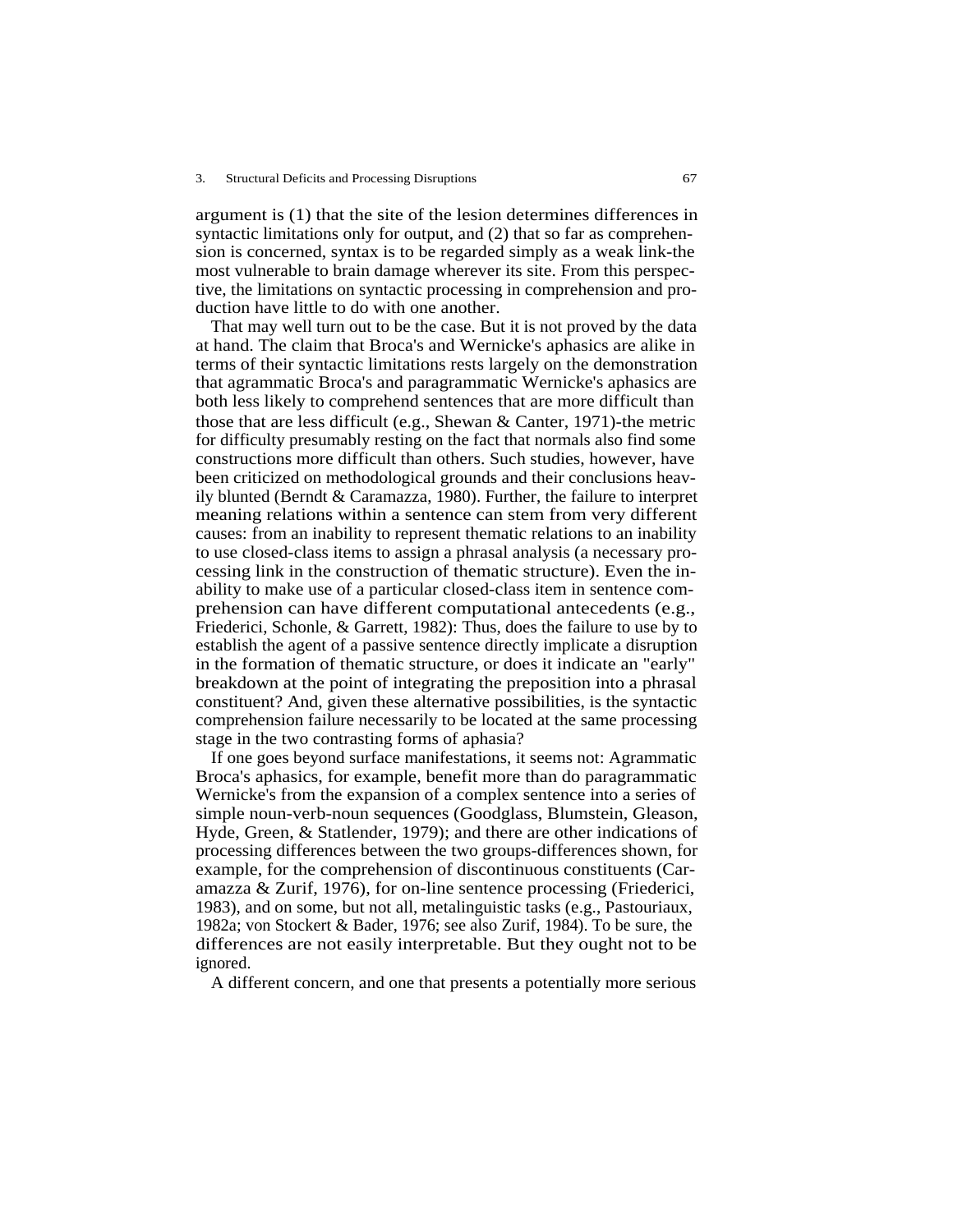argument is (1) that the site of the lesion determines differences in syntactic limitations only for output, and (2) that so far as comprehension is concerned, syntax is to be regarded simply as a weak link-the most vulnerable to brain damage wherever its site. From this perspective, the limitations on syntactic processing in comprehension and production have little to do with one another.

That may well turn out to be the case. But it is not proved by the data at hand. The claim that Broca's and Wernicke's aphasics are alike in terms of their syntactic limitations rests largely on the demonstration that agrammatic Broca's and paragrammatic Wernicke's aphasics are both less likely to comprehend sentences that are more difficult than those that are less difficult (e.g., Shewan & Canter, 1971)-the metric for difficulty presumably resting on the fact that normals also find some constructions more difficult than others. Such studies, however, have been criticized on methodological grounds and their conclusions heavily blunted (Berndt & Caramazza, 1980). Further, the failure to interpret meaning relations within a sentence can stem from very different causes: from an inability to represent thematic relations to an inability to use closed-class items to assign a phrasal analysis (a necessary processing link in the construction of thematic structure). Even the inability to make use of a particular closed-class item in sentence comprehension can have different computational antecedents (e.g., Friederici, Schonle, & Garrett, 1982): Thus, does the failure to use by to establish the agent of a passive sentence directly implicate a disruption in the formation of thematic structure, or does it indicate an "early" breakdown at the point of integrating the preposition into a phrasal constituent? And, given these alternative possibilities, is the syntactic comprehension failure necessarily to be located at the same processing stage in the two contrasting forms of aphasia?

If one goes beyond surface manifestations, it seems not: Agrammatic Broca's aphasics, for example, benefit more than do paragrammatic Wernicke's from the expansion of a complex sentence into a series of simple noun-verb-noun sequences (Goodglass, Blumstein, Gleason, Hyde, Green, & Statlender, 1979); and there are other indications of processing differences between the two groups-differences shown, for example, for the comprehension of discontinuous constituents (Caramazza & Zurif, 1976), for on-line sentence processing (Friederici, 1983), and on some, but not all, metalinguistic tasks (e.g., Pastouriaux, 1982a; von Stockert & Bader, 1976; see also Zurif, 1984). To be sure, the differences are not easily interpretable. But they ought not to be ignored.

A different concern, and one that presents a potentially more serious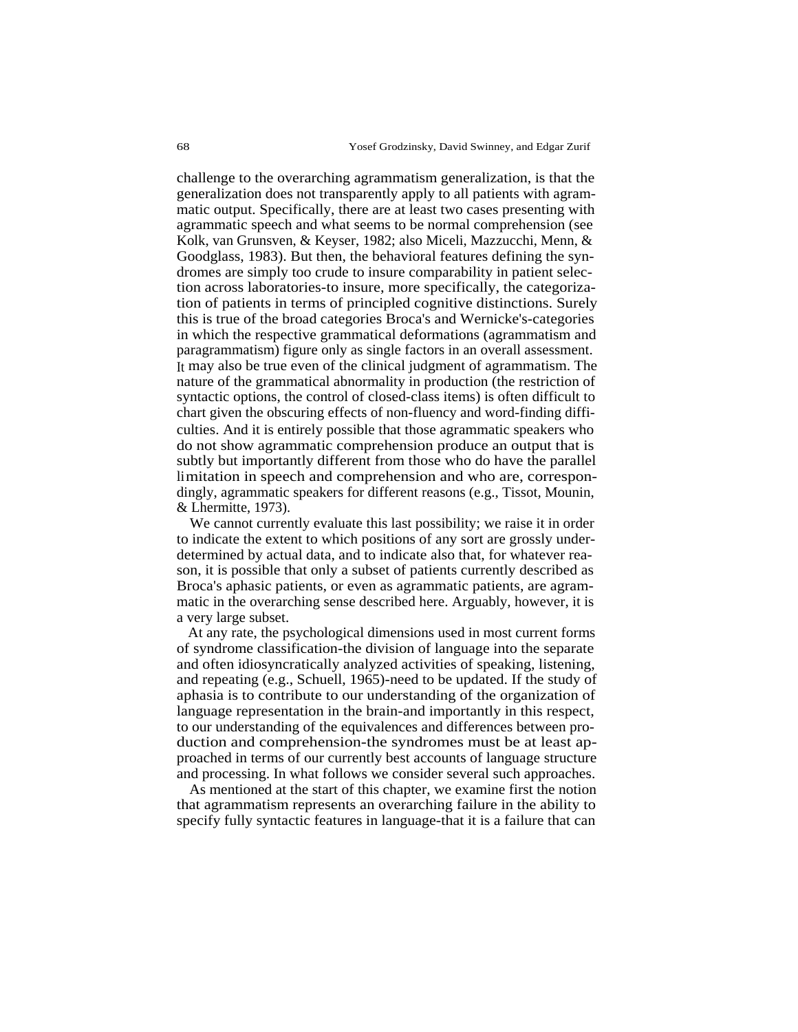challenge to the overarching agrammatism generalization, is that the generalization does not transparently apply to all patients with agrammatic output. Specifically, there are at least two cases presenting with agrammatic speech and what seems to be normal comprehension (see Kolk, van Grunsven, & Keyser, 1982; also Miceli, Mazzucchi, Menn, & Goodglass, 1983). But then, the behavioral features defining the syndromes are simply too crude to insure comparability in patient selection across laboratories-to insure, more specifically, the categorization of patients in terms of principled cognitive distinctions. Surely this is true of the broad categories Broca's and Wernicke's-categories in which the respective grammatical deformations (agrammatism and paragrammatism) figure only as single factors in an overall assessment. It may also be true even of the clinical judgment of agrammatism. The nature of the grammatical abnormality in production (the restriction of syntactic options, the control of closed-class items) is often difficult to chart given the obscuring effects of non-fluency and word-finding difficulties. And it is entirely possible that those agrammatic speakers who do not show agrammatic comprehension produce an output that is subtly but importantly different from those who do have the parallel limitation in speech and comprehension and who are, correspondingly, agrammatic speakers for different reasons (e.g., Tissot, Mounin, & Lhermitte, 1973).

We cannot currently evaluate this last possibility; we raise it in order to indicate the extent to which positions of any sort are grossly underdetermined by actual data, and to indicate also that, for whatever reason, it is possible that only a subset of patients currently described as Broca's aphasic patients, or even as agrammatic patients, are agrammatic in the overarching sense described here. Arguably, however, it is a very large subset.

At any rate, the psychological dimensions used in most current forms of syndrome classification-the division of language into the separate and often idiosyncratically analyzed activities of speaking, listening, and repeating (e.g., Schuell, 1965)-need to be updated. If the study of aphasia is to contribute to our understanding of the organization of language representation in the brain-and importantly in this respect, to our understanding of the equivalences and differences between production and comprehension-the syndromes must be at least approached in terms of our currently best accounts of language structure and processing. In what follows we consider several such approaches.

As mentioned at the start of this chapter, we examine first the notion that agrammatism represents an overarching failure in the ability to specify fully syntactic features in language-that it is a failure that can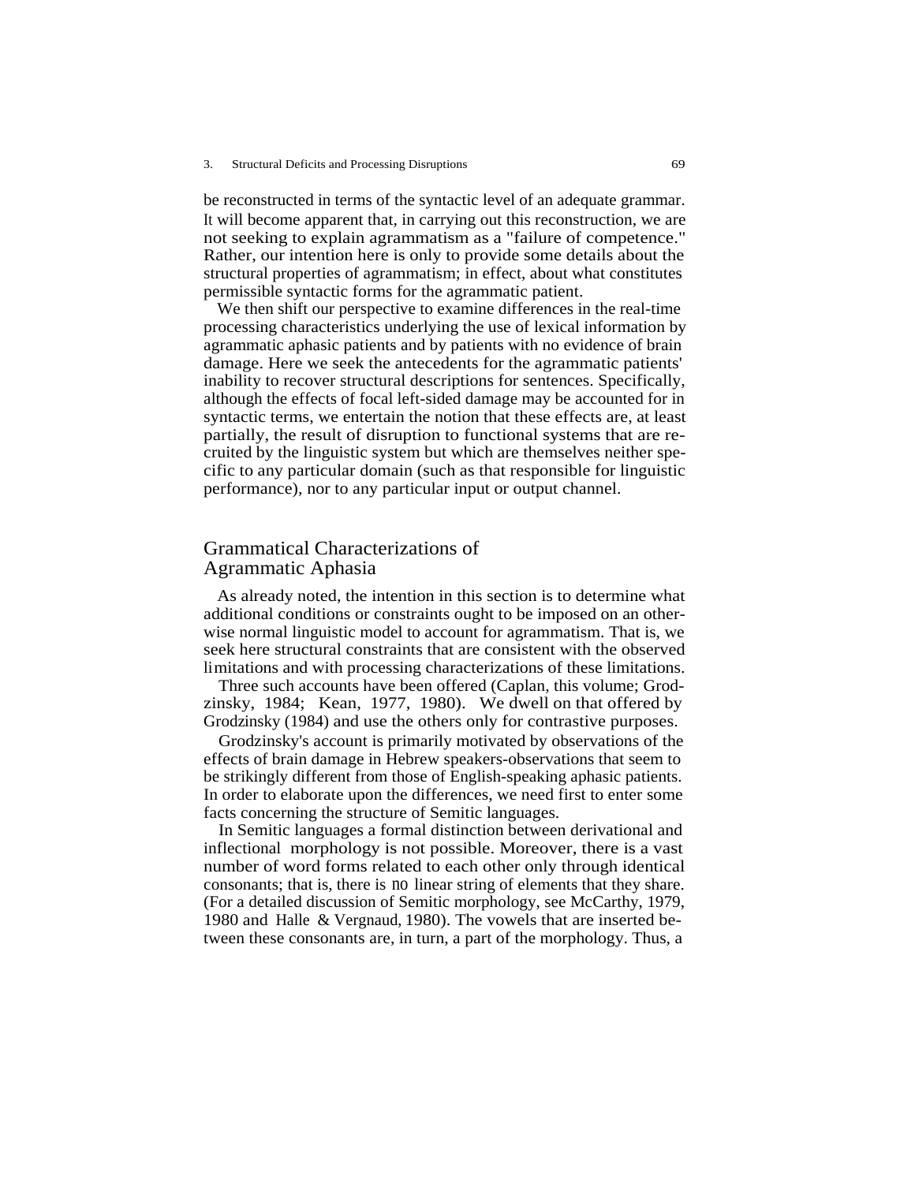be reconstructed in terms of the syntactic level of an adequate grammar. It will become apparent that, in carrying out this reconstruction, we are not seeking to explain agrammatism as a "failure of competence." Rather, our intention here is only to provide some details about the structural properties of agrammatism; in effect, about what constitutes permissible syntactic forms for the agrammatic patient.

We then shift our perspective to examine differences in the real-time processing characteristics underlying the use of lexical information by agrammatic aphasic patients and by patients with no evidence of brain damage. Here we seek the antecedents for the agrammatic patients' inability to recover structural descriptions for sentences. Specifically, although the effects of focal left-sided damage may be accounted for in syntactic terms, we entertain the notion that these effects are, at least partially, the result of disruption to functional systems that are recruited by the linguistic system but which are themselves neither specific to any particular domain (such as that responsible for linguistic performance), nor to any particular input or output channel.

## Grammatical Characterizations of Agrammatic Aphasia

As already noted, the intention in this section is to determine what additional conditions or constraints ought to be imposed on an otherwise normal linguistic model to account for agrammatism. That is, we seek here structural constraints that are consistent with the observed limitations and with processing characterizations of these limitations.

Three such accounts have been offered (Caplan, this volume; Grodzinsky, 1984; Kean, 1977, 1980). We dwell on that offered by Grodzinsky (1984) and use the others only for contrastive purposes.

Grodzinsky's account is primarily motivated by observations of the effects of brain damage in Hebrew speakers-observations that seem to be strikingly different from those of English-speaking aphasic patients. In order to elaborate upon the differences, we need first to enter some facts concerning the structure of Semitic languages.

In Semitic languages a formal distinction between derivational and inflectional morphology is not possible. Moreover, there is a vast number of word forms related to each other only through identical consonants; that is, there is no linear string of elements that they share. (For a detailed discussion of Semitic morphology, see McCarthy, 1979, 1980 and Halle & Vergnaud, 1980). The vowels that are inserted between these consonants are, in turn, a part of the morphology. Thus, a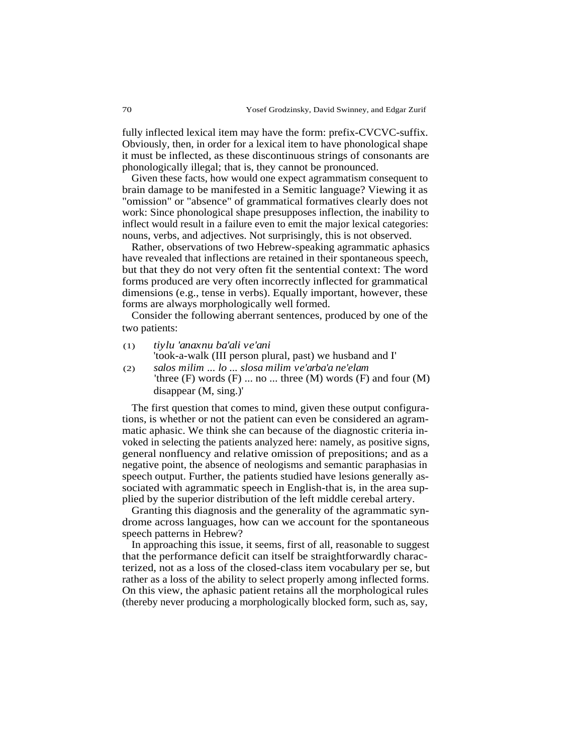fully inflected lexical item may have the form: prefix-CVCVC-suffix. Obviously, then, in order for a lexical item to have phonological shape it must be inflected, as these discontinuous strings of consonants are phonologically illegal; that is, they cannot be pronounced.

Given these facts, how would one expect agrammatism consequent to brain damage to be manifested in a Semitic language? Viewing it as "omission" or "absence" of grammatical formatives clearly does not work: Since phonological shape presupposes inflection, the inability to inflect would result in a failure even to emit the major lexical categories: nouns, verbs, and adjectives. Not surprisingly, this is not observed.

Rather, observations of two Hebrew-speaking agrammatic aphasics have revealed that inflections are retained in their spontaneous speech, but that they do not very often fit the sentential context: The word forms produced are very often incorrectly inflected for grammatical dimensions (e.g., tense in verbs). Equally important, however, these forms are always morphologically well formed.

Consider the following aberrant sentences, produced by one of the two patients:

(1) *tiylu 'anaxnu ba'ali ve'ani*
'took-a-walk (III person plural, past) we husband and I'

(2) *salos milim ... lo ... slosa milim ve'arba'a ne'elam*
'three (F) words (F) ... no ... three (M) words (F) and four (M) disappear (M, sing.)'

The first question that comes to mind, given these output configurations, is whether or not the patient can even be considered an agrammatic aphasic. We think she can because of the diagnostic criteria invoked in selecting the patients analyzed here: namely, as positive signs, general nonfluency and relative omission of prepositions; and as a negative point, the absence of neologisms and semantic paraphasias in speech output. Further, the patients studied have lesions generally associated with agrammatic speech in English-that is, in the area supplied by the superior distribution of the left middle cerebal artery.

Granting this diagnosis and the generality of the agrammatic syndrome across languages, how can we account for the spontaneous speech patterns in Hebrew?

In approaching this issue, it seems, first of all, reasonable to suggest that the performance deficit can itself be straightforwardly characterized, not as a loss of the closed-class item vocabulary per se, but rather as a loss of the ability to select properly among inflected forms. On this view, the aphasic patient retains all the morphological rules (thereby never producing a morphologically blocked form, such as, say,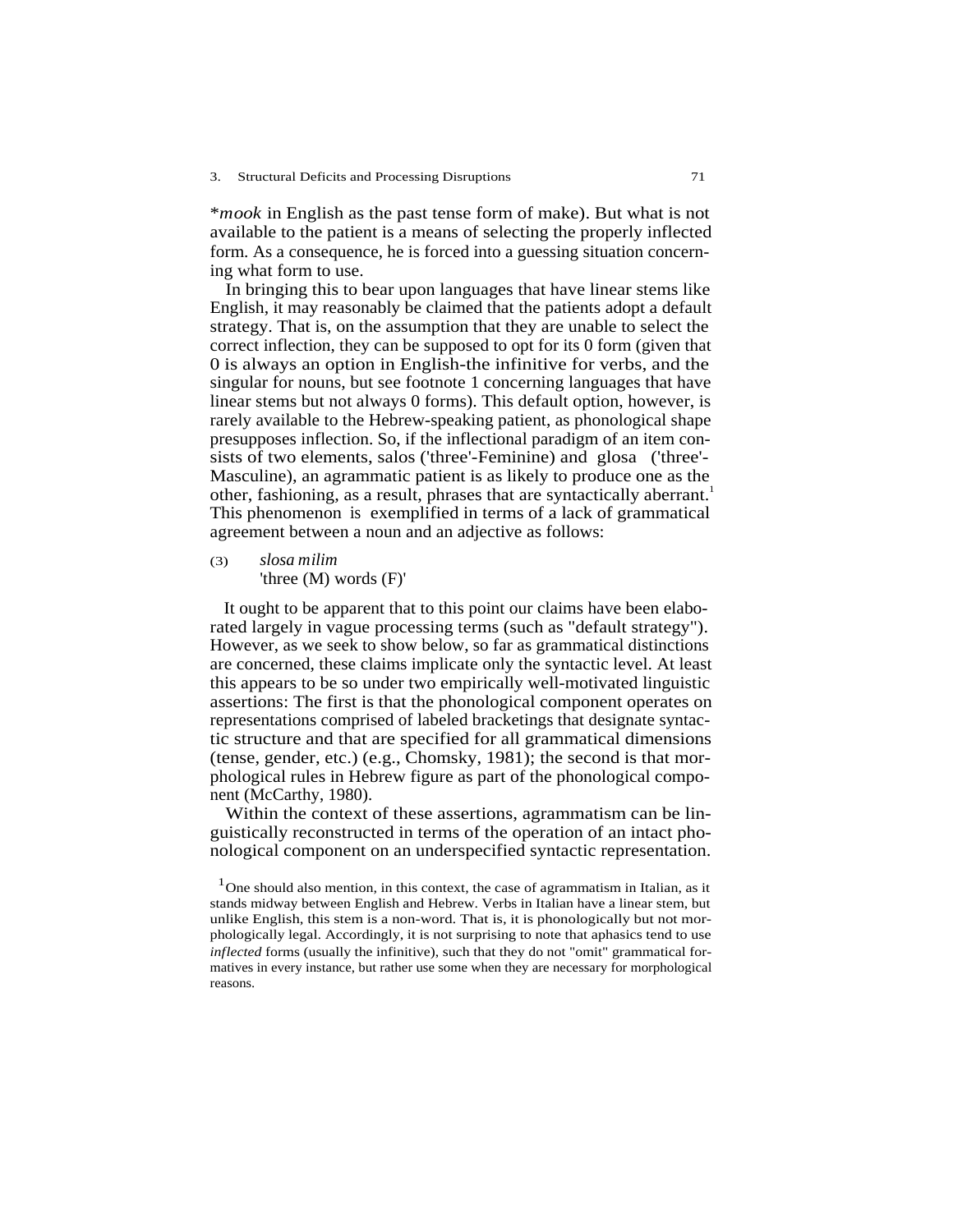\**mook* in English as the past tense form of make). But what is not available to the patient is a means of selecting the properly inflected form. As a consequence, he is forced into a guessing situation concerning what form to use.

In bringing this to bear upon languages that have linear stems like English, it may reasonably be claimed that the patients adopt a default strategy. That is, on the assumption that they are unable to select the correct inflection, they can be supposed to opt for its 0 form (given that 0 is always an option in English-the infinitive for verbs, and the singular for nouns, but see footnote 1 concerning languages that have linear stems but not always 0 forms). This default option, however, is rarely available to the Hebrew-speaking patient, as phonological shape presupposes inflection. So, if the inflectional paradigm of an item consists of two elements, salos ('three'-Feminine) and glosa ('three'-Masculine), an agrammatic patient is as likely to produce one as the other, fashioning, as a result, phrases that are syntactically aberrant.[1] This phenomenon is exemplified in terms of a lack of grammatical agreement between a noun and an adjective as follows:

(3) *slosa milim*
'three (M) words (F)'

It ought to be apparent that to this point our claims have been elaborated largely in vague processing terms (such as "default strategy"). However, as we seek to show below, so far as grammatical distinctions are concerned, these claims implicate only the syntactic level. At least this appears to be so under two empirically well-motivated linguistic assertions: The first is that the phonological component operates on representations comprised of labeled bracketings that designate syntactic structure and that are specified for all grammatical dimensions (tense, gender, etc.) (e.g., Chomsky, 1981); the second is that morphological rules in Hebrew figure as part of the phonological component (McCarthy, 1980).

Within the context of these assertions, agrammatism can be linguistically reconstructed in terms of the operation of an intact phonological component on an underspecified syntactic representation.

[1] One should also mention, in this context, the case of agrammatism in Italian, as it stands midway between English and Hebrew. Verbs in Italian have a linear stem, but unlike English, this stem is a non-word. That is, it is phonologically but not morphologically legal. Accordingly, it is not surprising to note that aphasics tend to use *inflected* forms (usually the infinitive), such that they do not "omit" grammatical formatives in every instance, but rather use some when they are necessary for morphological reasons.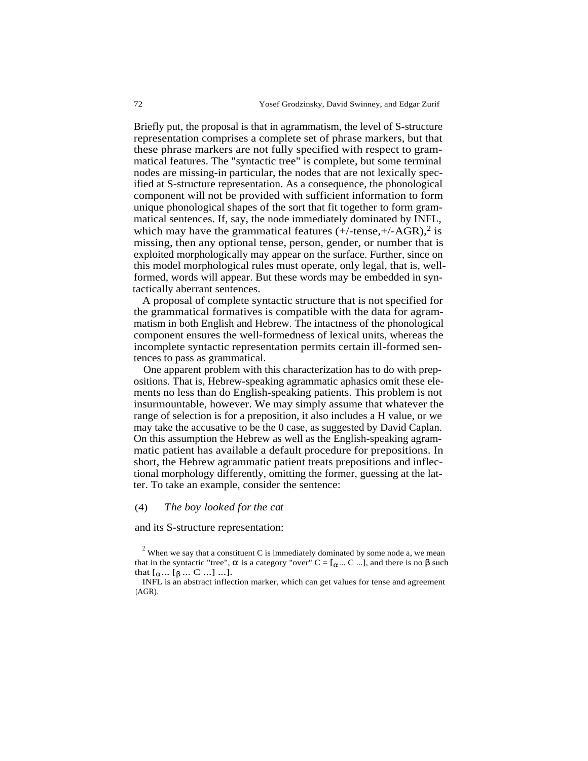Briefly put, the proposal is that in agrammatism, the level of S-structure representation comprises a complete set of phrase markers, but that these phrase markers are not fully specified with respect to grammatical features. The "syntactic tree" is complete, but some terminal nodes are missing-in particular, the nodes that are not lexically specified at S-structure representation. As a consequence, the phonological component will not be provided with sufficient information to form unique phonological shapes of the sort that fit together to form grammatical sentences. If, say, the node immediately dominated by INFL, which may have the grammatical features (+/-tense,+/-AGR),[2] is missing, then any optional tense, person, gender, or number that is exploited morphologically may appear on the surface. Further, since on this model morphological rules must operate, only legal, that is, well-formed, words will appear. But these words may be embedded in syntactically aberrant sentences.

A proposal of complete syntactic structure that is not specified for the grammatical formatives is compatible with the data for agrammatism in both English and Hebrew. The intactness of the phonological component ensures the well-formedness of lexical units, whereas the incomplete syntactic representation permits certain ill-formed sentences to pass as grammatical.

One apparent problem with this characterization has to do with prepositions. That is, Hebrew-speaking agrammatic aphasics omit these elements no less than do English-speaking patients. This problem is not insurmountable, however. We may simply assume that whatever the range of selection is for a preposition, it also includes a H value, or we may take the accusative to be the 0 case, as suggested by David Caplan. On this assumption the Hebrew as well as the English-speaking agrammatic patient has available a default procedure for prepositions. In short, the Hebrew agrammatic patient treats prepositions and inflectional morphology differently, omitting the former, guessing at the latter. To take an example, consider the sentence:

(4) *The boy looked for the cat*

and its S-structure representation:

[2] When we say that a constituent C is immediately dominated by some node a, we mean that in the syntactic "tree", $\alpha$ is a category "over" C = $[_{\alpha} \ldots C \ldots]$, and there is no $\beta$ such that $[_{\alpha} \ldots [_{\beta} \ldots C \ldots] \ldots]$.

INFL is an abstract inflection marker, which can get values for tense and agreement (AGR).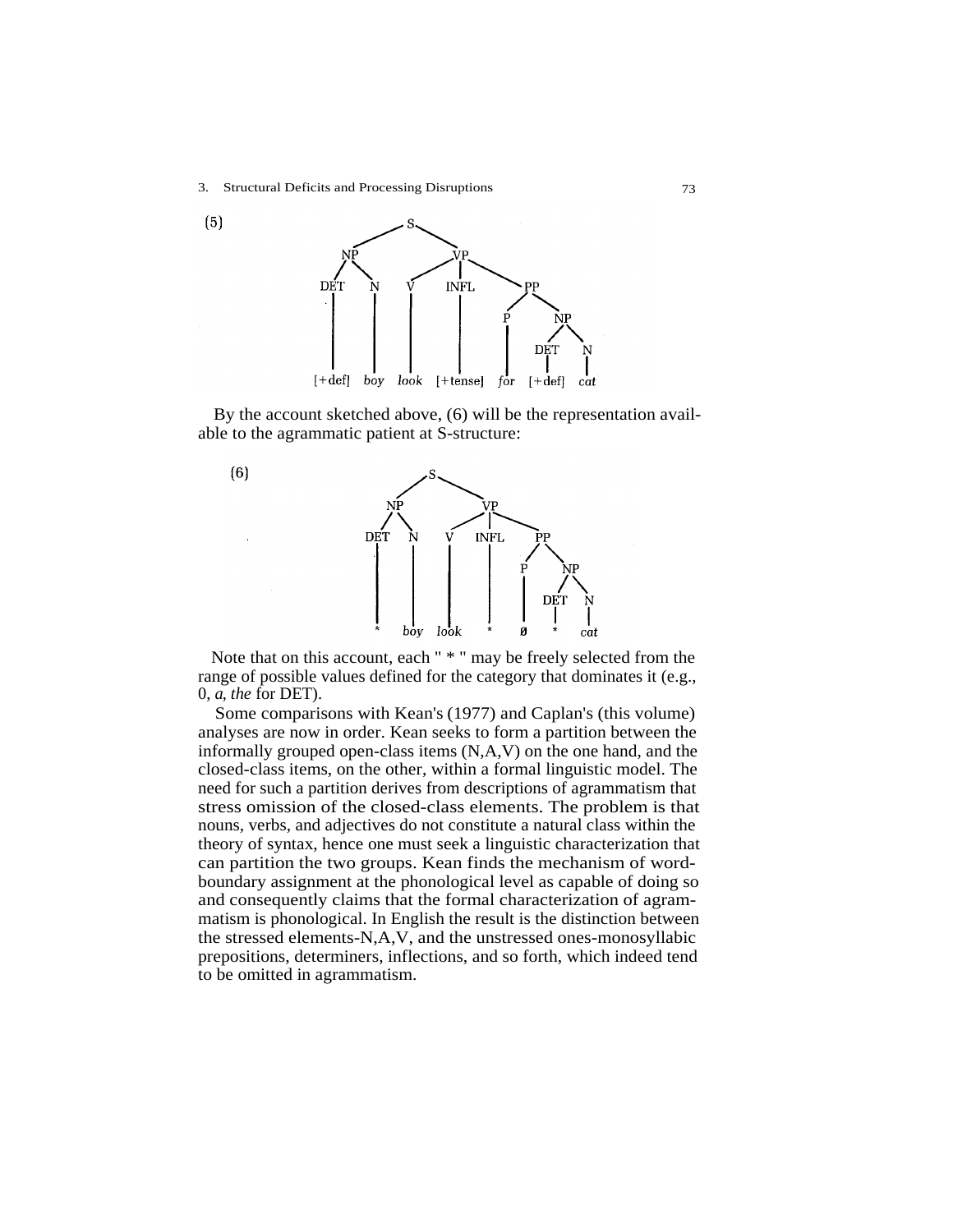(5)

```
                    S
          NP                  VP
      DET     N        V    INFL        PP
                                    P        NP
                                          DET    N
   [+def]   boy     look  [+tense]  for  [+def]  cat
```

By the account sketched above, (6) will be the representation available to the agrammatic patient at S-structure:

(6)

```
                    S
          NP                  VP
      DET     N        V    INFL        PP
                                    P        NP
                                          DET    N
     *      boy     look     *      ∅      *     cat
```

Note that on this account, each " * " may be freely selected from the range of possible values defined for the category that dominates it (e.g., 0, *a*, *the* for DET).

Some comparisons with Kean's (1977) and Caplan's (this volume) analyses are now in order. Kean seeks to form a partition between the informally grouped open-class items (N,A,V) on the one hand, and the closed-class items, on the other, within a formal linguistic model. The need for such a partition derives from descriptions of agrammatism that stress omission of the closed-class elements. The problem is that nouns, verbs, and adjectives do not constitute a natural class within the theory of syntax, hence one must seek a linguistic characterization that can partition the two groups. Kean finds the mechanism of word-boundary assignment at the phonological level as capable of doing so and consequently claims that the formal characterization of agrammatism is phonological. In English the result is the distinction between the stressed elements-N,A,V, and the unstressed ones-monosyllabic prepositions, determiners, inflections, and so forth, which indeed tend to be omitted in agrammatism.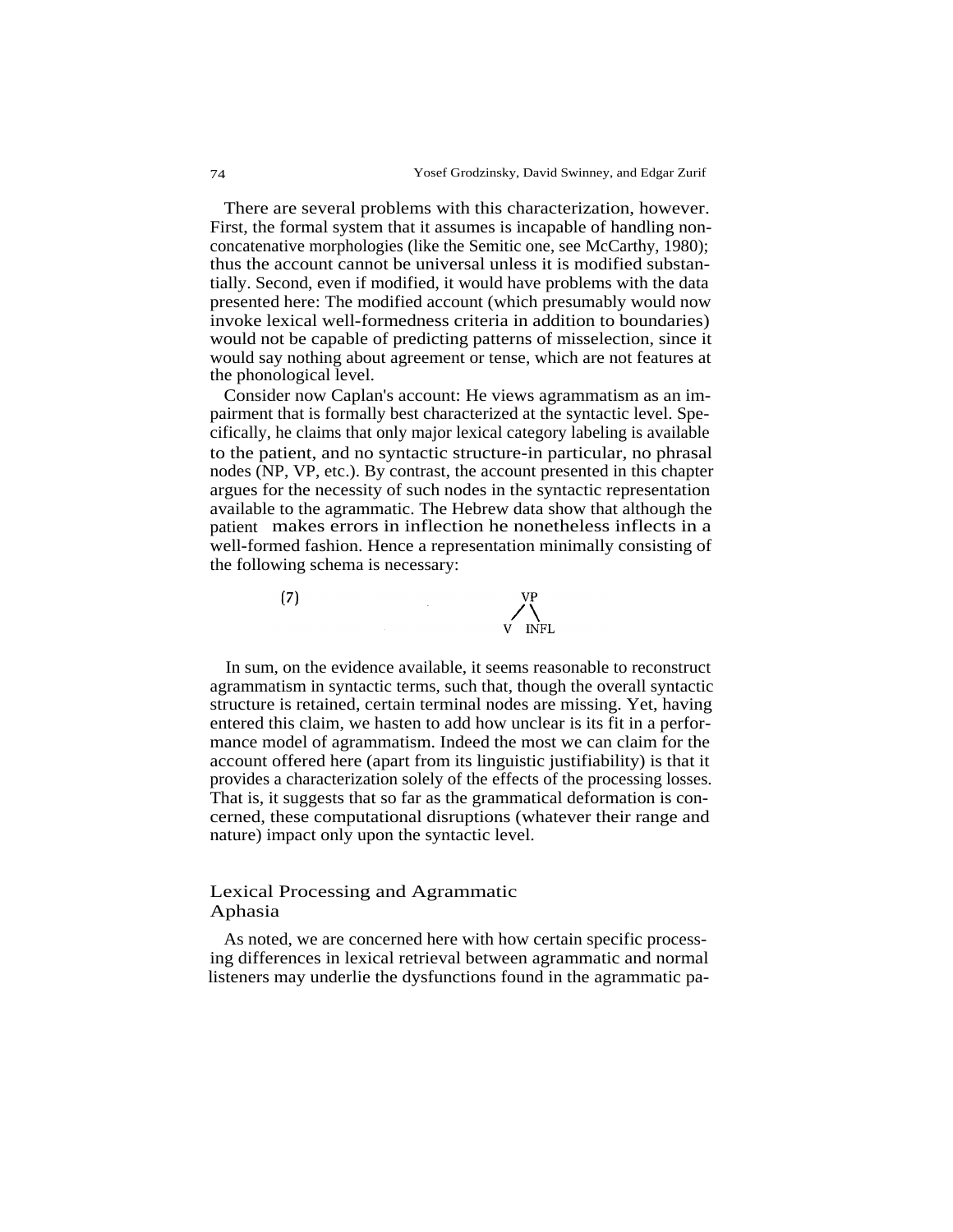There are several problems with this characterization, however. First, the formal system that it assumes is incapable of handling nonconcatenative morphologies (like the Semitic one, see McCarthy, 1980); thus the account cannot be universal unless it is modified substantially. Second, even if modified, it would have problems with the data presented here: The modified account (which presumably would now invoke lexical well-formedness criteria in addition to boundaries) would not be capable of predicting patterns of misselection, since it would say nothing about agreement or tense, which are not features at the phonological level.

Consider now Caplan's account: He views agrammatism as an impairment that is formally best characterized at the syntactic level. Specifically, he claims that only major lexical category labeling is available to the patient, and no syntactic structure-in particular, no phrasal nodes (NP, VP, etc.). By contrast, the account presented in this chapter argues for the necessity of such nodes in the syntactic representation available to the agrammatic. The Hebrew data show that although the patient makes errors in inflection he nonetheless inflects in a well-formed fashion. Hence a representation minimally consisting of the following schema is necessary:

```
(7)        VP
          /  \
         V   INFL
```

In sum, on the evidence available, it seems reasonable to reconstruct agrammatism in syntactic terms, such that, though the overall syntactic structure is retained, certain terminal nodes are missing. Yet, having entered this claim, we hasten to add how unclear is its fit in a performance model of agrammatism. Indeed the most we can claim for the account offered here (apart from its linguistic justifiability) is that it provides a characterization solely of the effects of the processing losses. That is, it suggests that so far as the grammatical deformation is concerned, these computational disruptions (whatever their range and nature) impact only upon the syntactic level.

## Lexical Processing and Agrammatic Aphasia

As noted, we are concerned here with how certain specific processing differences in lexical retrieval between agrammatic and normal listeners may underlie the dysfunctions found in the agrammatic pa-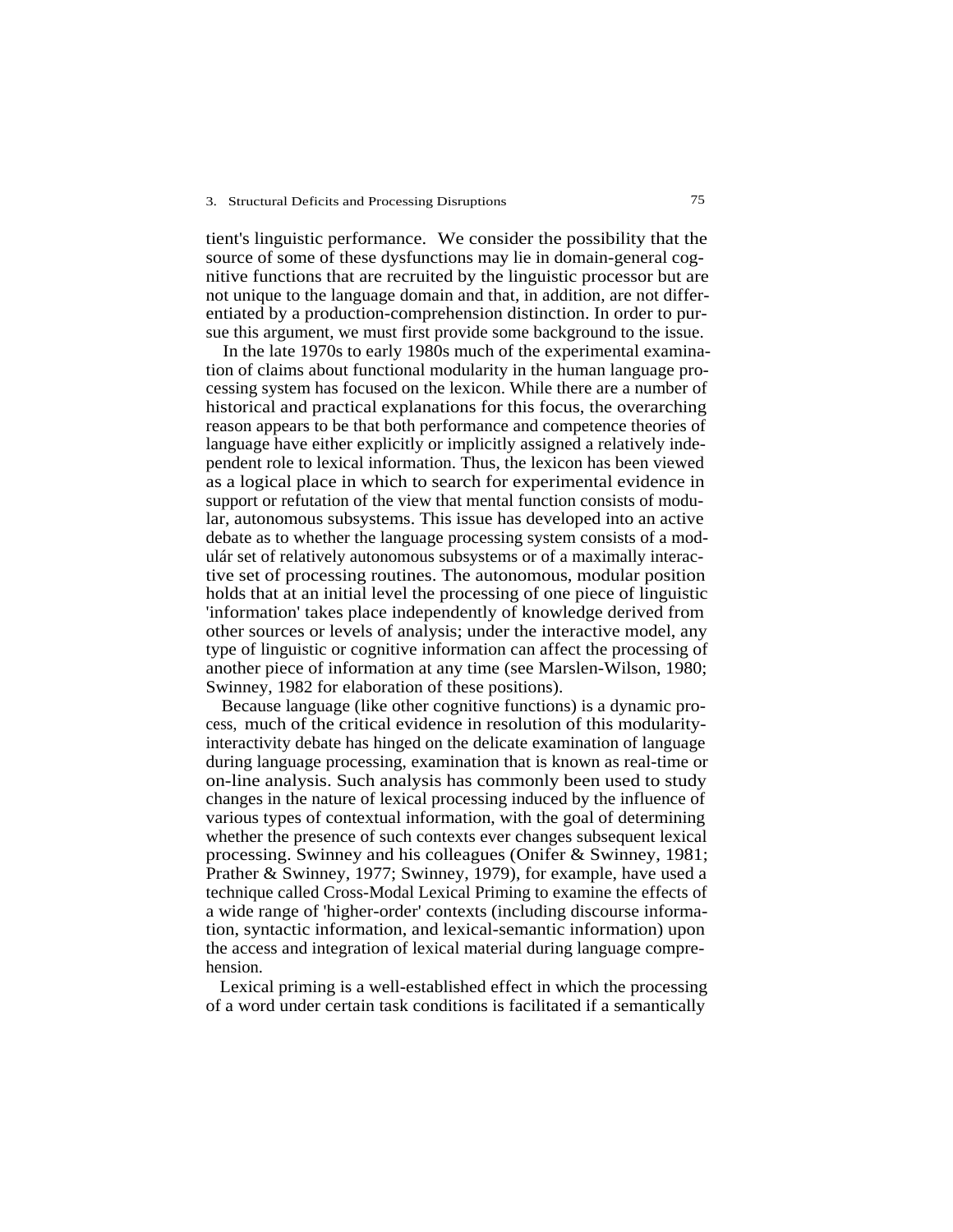tient's linguistic performance. We consider the possibility that the source of some of these dysfunctions may lie in domain-general cognitive functions that are recruited by the linguistic processor but are not unique to the language domain and that, in addition, are not differentiated by a production-comprehension distinction. In order to pursue this argument, we must first provide some background to the issue.

In the late 1970s to early 1980s much of the experimental examination of claims about functional modularity in the human language processing system has focused on the lexicon. While there are a number of historical and practical explanations for this focus, the overarching reason appears to be that both performance and competence theories of language have either explicitly or implicitly assigned a relatively independent role to lexical information. Thus, the lexicon has been viewed as a logical place in which to search for experimental evidence in support or refutation of the view that mental function consists of modular, autonomous subsystems. This issue has developed into an active debate as to whether the language processing system consists of a modulár set of relatively autonomous subsystems or of a maximally interactive set of processing routines. The autonomous, modular position holds that at an initial level the processing of one piece of linguistic 'information' takes place independently of knowledge derived from other sources or levels of analysis; under the interactive model, any type of linguistic or cognitive information can affect the processing of another piece of information at any time (see Marslen-Wilson, 1980; Swinney, 1982 for elaboration of these positions).

Because language (like other cognitive functions) is a dynamic process, much of the critical evidence in resolution of this modularity-interactivity debate has hinged on the delicate examination of language during language processing, examination that is known as real-time or on-line analysis. Such analysis has commonly been used to study changes in the nature of lexical processing induced by the influence of various types of contextual information, with the goal of determining whether the presence of such contexts ever changes subsequent lexical processing. Swinney and his colleagues (Onifer & Swinney, 1981; Prather & Swinney, 1977; Swinney, 1979), for example, have used a technique called Cross-Modal Lexical Priming to examine the effects of a wide range of 'higher-order' contexts (including discourse information, syntactic information, and lexical-semantic information) upon the access and integration of lexical material during language comprehension.

Lexical priming is a well-established effect in which the processing of a word under certain task conditions is facilitated if a semantically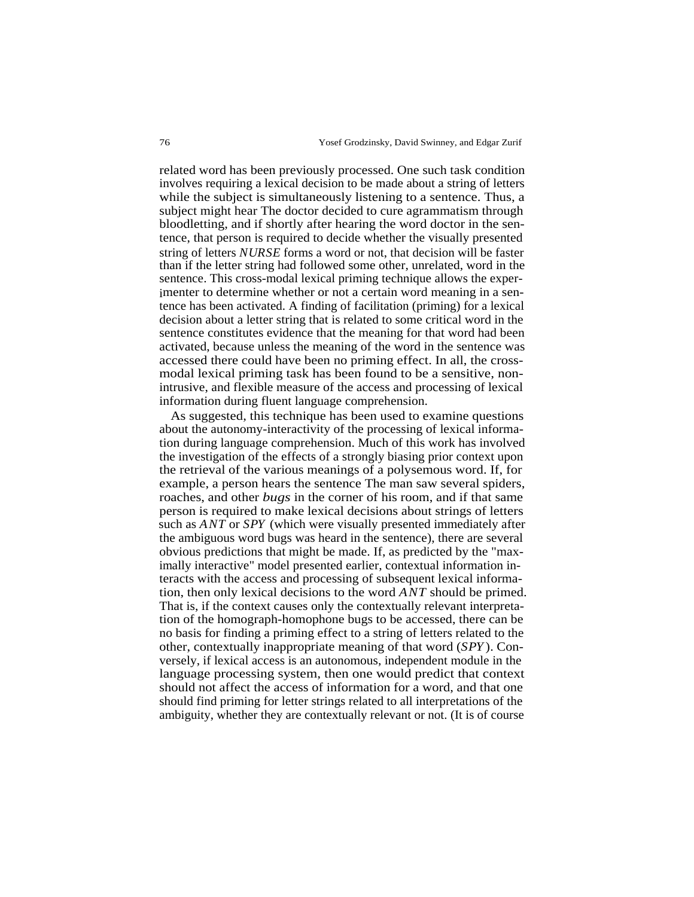related word has been previously processed. One such task condition involves requiring a lexical decision to be made about a string of letters while the subject is simultaneously listening to a sentence. Thus, a subject might hear The doctor decided to cure agrammatism through bloodletting, and if shortly after hearing the word doctor in the sentence, that person is required to decide whether the visually presented string of letters *NURSE* forms a word or not, that decision will be faster than if the letter string had followed some other, unrelated, word in the sentence. This cross-modal lexical priming technique allows the experimenter to determine whether or not a certain word meaning in a sentence has been activated. A finding of facilitation (priming) for a lexical decision about a letter string that is related to some critical word in the sentence constitutes evidence that the meaning for that word had been activated, because unless the meaning of the word in the sentence was accessed there could have been no priming effect. In all, the cross-modal lexical priming task has been found to be a sensitive, nonintrusive, and flexible measure of the access and processing of lexical information during fluent language comprehension.

As suggested, this technique has been used to examine questions about the autonomy-interactivity of the processing of lexical information during language comprehension. Much of this work has involved the investigation of the effects of a strongly biasing prior context upon the retrieval of the various meanings of a polysemous word. If, for example, a person hears the sentence The man saw several spiders, roaches, and other *bugs* in the corner of his room, and if that same person is required to make lexical decisions about strings of letters such as *ANT* or *SPY* (which were visually presented immediately after the ambiguous word bugs was heard in the sentence), there are several obvious predictions that might be made. If, as predicted by the "maximally interactive" model presented earlier, contextual information interacts with the access and processing of subsequent lexical information, then only lexical decisions to the word *ANT* should be primed. That is, if the context causes only the contextually relevant interpretation of the homograph-homophone bugs to be accessed, there can be no basis for finding a priming effect to a string of letters related to the other, contextually inappropriate meaning of that word (*SPY*). Conversely, if lexical access is an autonomous, independent module in the language processing system, then one would predict that context should not affect the access of information for a word, and that one should find priming for letter strings related to all interpretations of the ambiguity, whether they are contextually relevant or not. (It is of course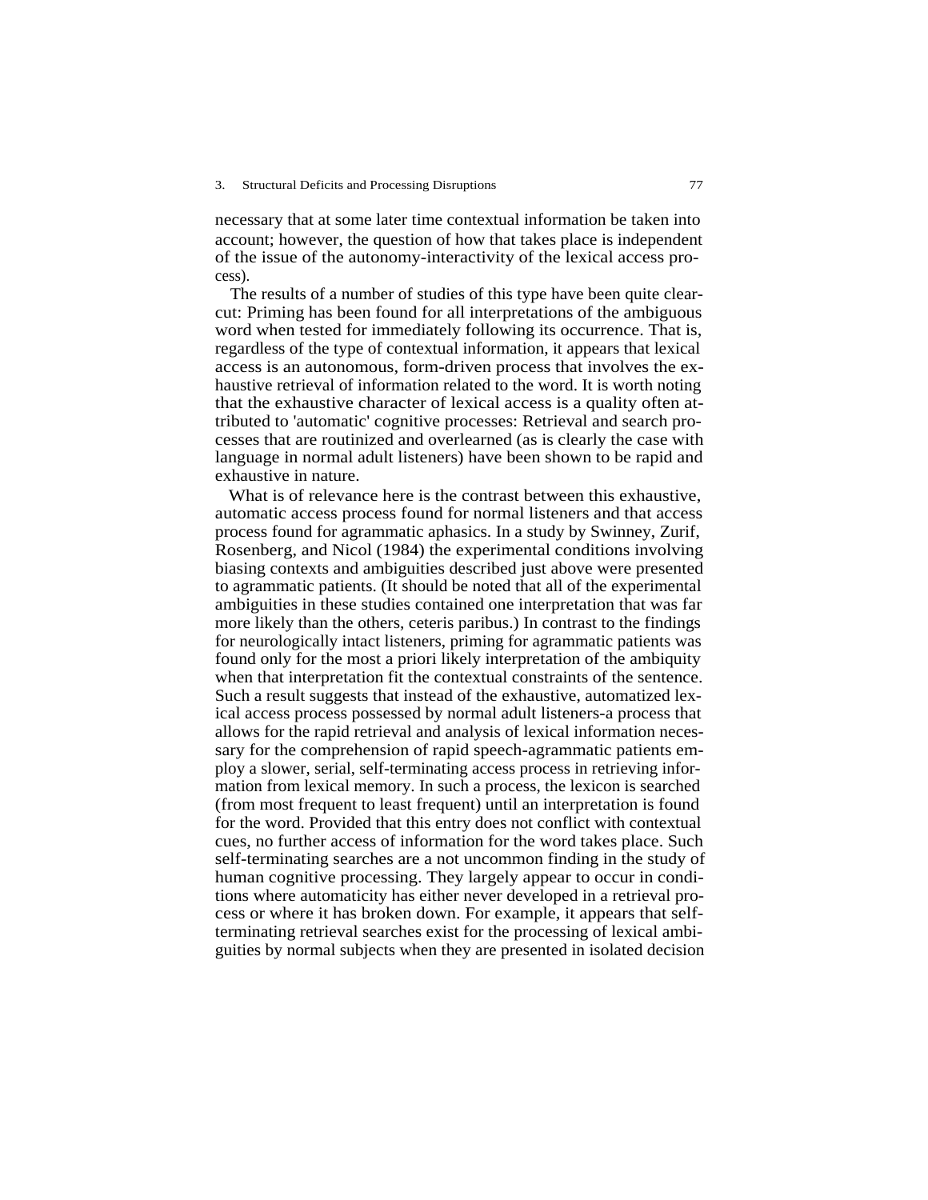necessary that at some later time contextual information be taken into account; however, the question of how that takes place is independent of the issue of the autonomy-interactivity of the lexical access process).

The results of a number of studies of this type have been quite clear-cut: Priming has been found for all interpretations of the ambiguous word when tested for immediately following its occurrence. That is, regardless of the type of contextual information, it appears that lexical access is an autonomous, form-driven process that involves the exhaustive retrieval of information related to the word. It is worth noting that the exhaustive character of lexical access is a quality often attributed to 'automatic' cognitive processes: Retrieval and search processes that are routinized and overlearned (as is clearly the case with language in normal adult listeners) have been shown to be rapid and exhaustive in nature.

What is of relevance here is the contrast between this exhaustive, automatic access process found for normal listeners and that access process found for agrammatic aphasics. In a study by Swinney, Zurif, Rosenberg, and Nicol (1984) the experimental conditions involving biasing contexts and ambiguities described just above were presented to agrammatic patients. (It should be noted that all of the experimental ambiguities in these studies contained one interpretation that was far more likely than the others, ceteris paribus.) In contrast to the findings for neurologically intact listeners, priming for agrammatic patients was found only for the most a priori likely interpretation of the ambiquity when that interpretation fit the contextual constraints of the sentence. Such a result suggests that instead of the exhaustive, automatized lexical access process possessed by normal adult listeners-a process that allows for the rapid retrieval and analysis of lexical information necessary for the comprehension of rapid speech-agrammatic patients employ a slower, serial, self-terminating access process in retrieving information from lexical memory. In such a process, the lexicon is searched (from most frequent to least frequent) until an interpretation is found for the word. Provided that this entry does not conflict with contextual cues, no further access of information for the word takes place. Such self-terminating searches are a not uncommon finding in the study of human cognitive processing. They largely appear to occur in conditions where automaticity has either never developed in a retrieval process or where it has broken down. For example, it appears that self-terminating retrieval searches exist for the processing of lexical ambiguities by normal subjects when they are presented in isolated decision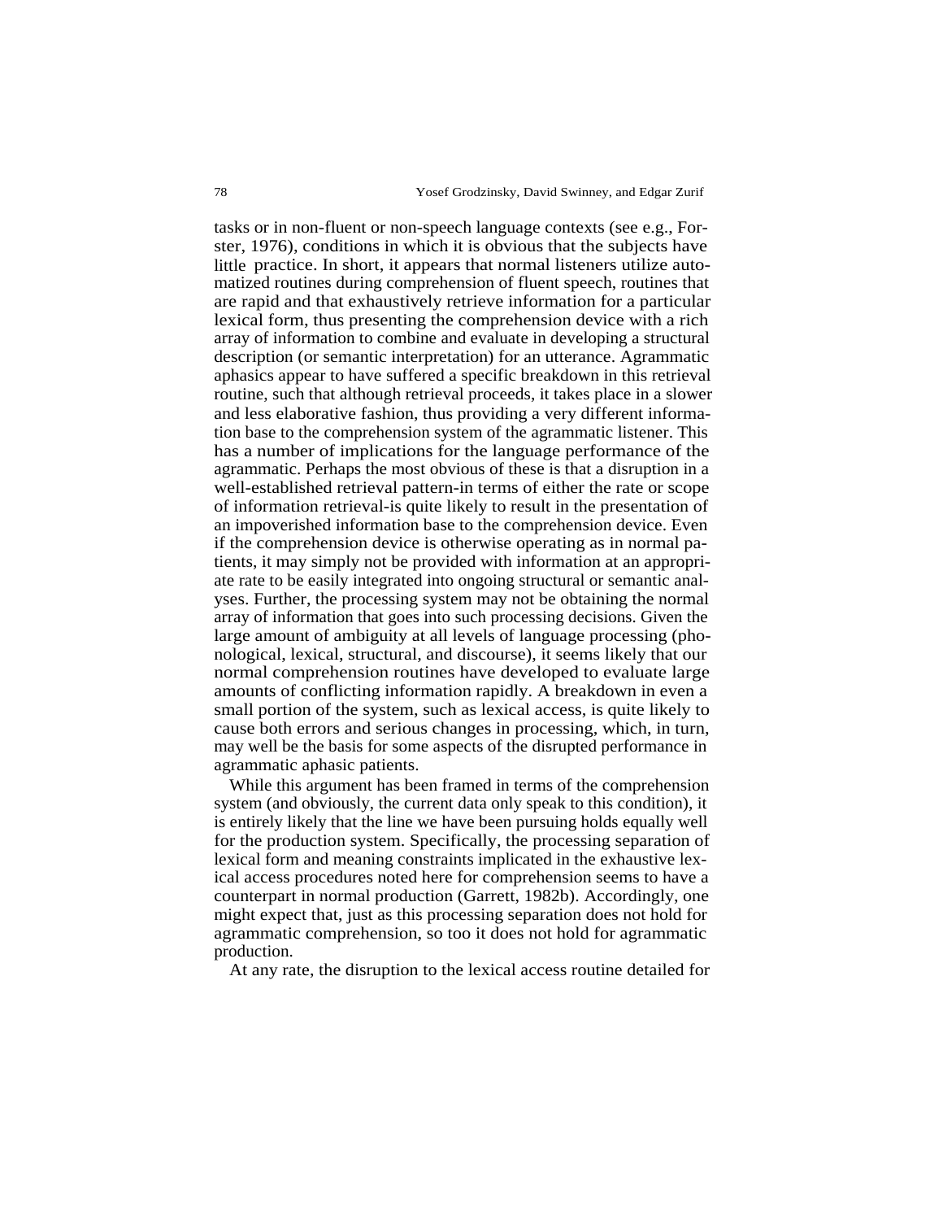tasks or in non-fluent or non-speech language contexts (see e.g., Forster, 1976), conditions in which it is obvious that the subjects have little practice. In short, it appears that normal listeners utilize automatized routines during comprehension of fluent speech, routines that are rapid and that exhaustively retrieve information for a particular lexical form, thus presenting the comprehension device with a rich array of information to combine and evaluate in developing a structural description (or semantic interpretation) for an utterance. Agrammatic aphasics appear to have suffered a specific breakdown in this retrieval routine, such that although retrieval proceeds, it takes place in a slower and less elaborative fashion, thus providing a very different information base to the comprehension system of the agrammatic listener. This has a number of implications for the language performance of the agrammatic. Perhaps the most obvious of these is that a disruption in a well-established retrieval pattern-in terms of either the rate or scope of information retrieval-is quite likely to result in the presentation of an impoverished information base to the comprehension device. Even if the comprehension device is otherwise operating as in normal patients, it may simply not be provided with information at an appropriate rate to be easily integrated into ongoing structural or semantic analyses. Further, the processing system may not be obtaining the normal array of information that goes into such processing decisions. Given the large amount of ambiguity at all levels of language processing (phonological, lexical, structural, and discourse), it seems likely that our normal comprehension routines have developed to evaluate large amounts of conflicting information rapidly. A breakdown in even a small portion of the system, such as lexical access, is quite likely to cause both errors and serious changes in processing, which, in turn, may well be the basis for some aspects of the disrupted performance in agrammatic aphasic patients.

While this argument has been framed in terms of the comprehension system (and obviously, the current data only speak to this condition), it is entirely likely that the line we have been pursuing holds equally well for the production system. Specifically, the processing separation of lexical form and meaning constraints implicated in the exhaustive lexical access procedures noted here for comprehension seems to have a counterpart in normal production (Garrett, 1982b). Accordingly, one might expect that, just as this processing separation does not hold for agrammatic comprehension, so too it does not hold for agrammatic production.

At any rate, the disruption to the lexical access routine detailed for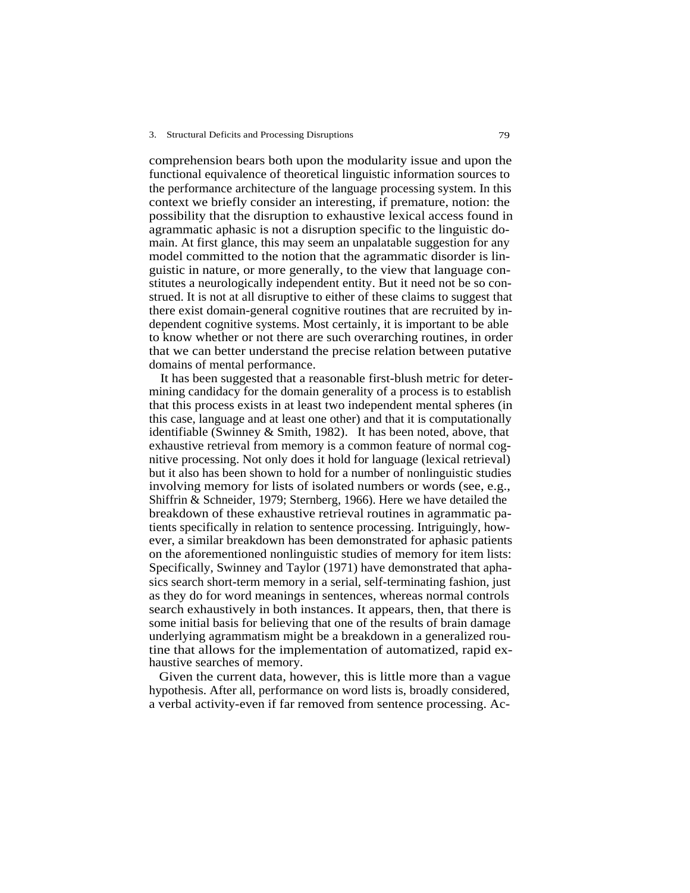comprehension bears both upon the modularity issue and upon the functional equivalence of theoretical linguistic information sources to the performance architecture of the language processing system. In this context we briefly consider an interesting, if premature, notion: the possibility that the disruption to exhaustive lexical access found in agrammatic aphasic is not a disruption specific to the linguistic domain. At first glance, this may seem an unpalatable suggestion for any model committed to the notion that the agrammatic disorder is linguistic in nature, or more generally, to the view that language constitutes a neurologically independent entity. But it need not be so construed. It is not at all disruptive to either of these claims to suggest that there exist domain-general cognitive routines that are recruited by independent cognitive systems. Most certainly, it is important to be able to know whether or not there are such overarching routines, in order that we can better understand the precise relation between putative domains of mental performance.

It has been suggested that a reasonable first-blush metric for determining candidacy for the domain generality of a process is to establish that this process exists in at least two independent mental spheres (in this case, language and at least one other) and that it is computationally identifiable (Swinney & Smith, 1982). It has been noted, above, that exhaustive retrieval from memory is a common feature of normal cognitive processing. Not only does it hold for language (lexical retrieval) but it also has been shown to hold for a number of nonlinguistic studies involving memory for lists of isolated numbers or words (see, e.g., Shiffrin & Schneider, 1979; Sternberg, 1966). Here we have detailed the breakdown of these exhaustive retrieval routines in agrammatic patients specifically in relation to sentence processing. Intriguingly, however, a similar breakdown has been demonstrated for aphasic patients on the aforementioned nonlinguistic studies of memory for item lists: Specifically, Swinney and Taylor (1971) have demonstrated that aphasics search short-term memory in a serial, self-terminating fashion, just as they do for word meanings in sentences, whereas normal controls search exhaustively in both instances. It appears, then, that there is some initial basis for believing that one of the results of brain damage underlying agrammatism might be a breakdown in a generalized routine that allows for the implementation of automatized, rapid exhaustive searches of memory.

Given the current data, however, this is little more than a vague hypothesis. After all, performance on word lists is, broadly considered, a verbal activity-even if far removed from sentence processing. Ac-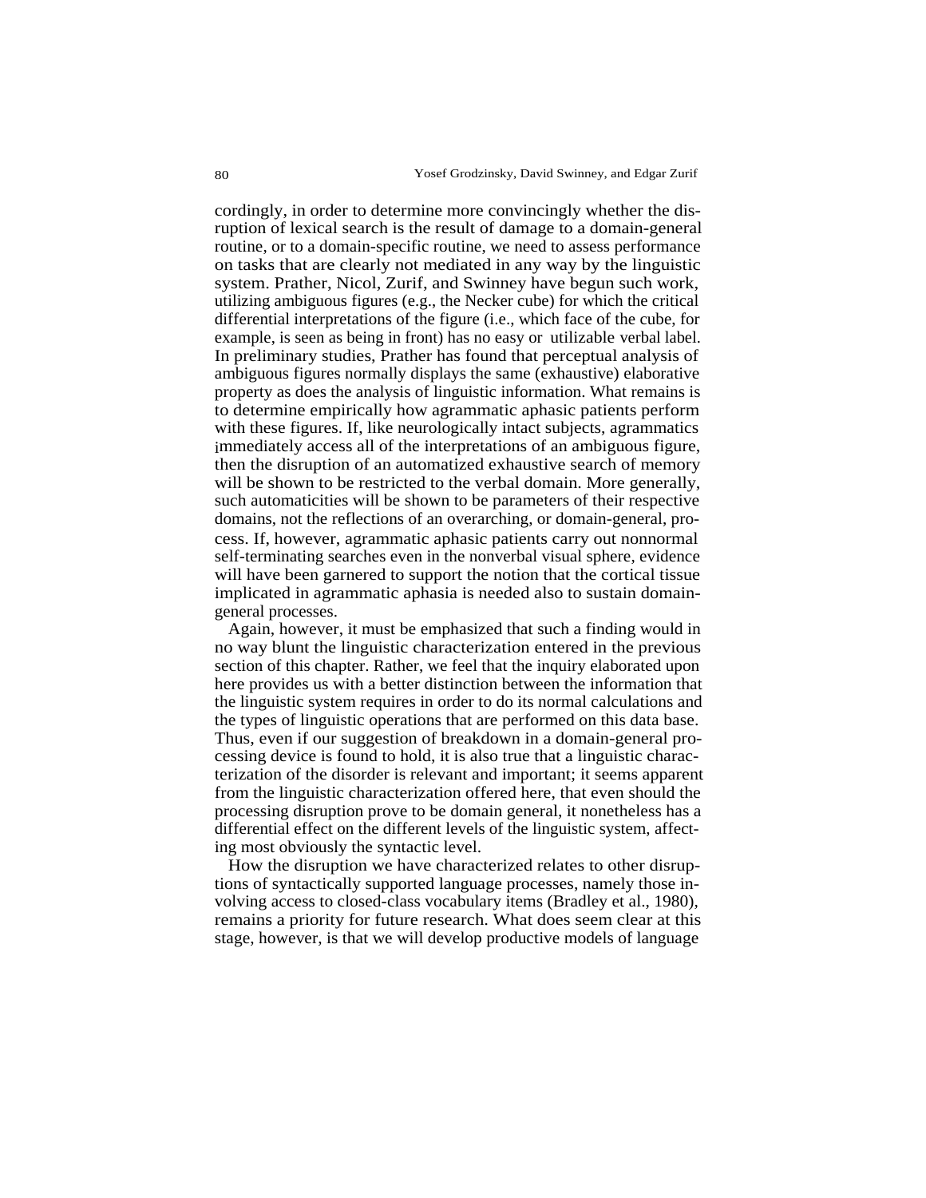cordingly, in order to determine more convincingly whether the disruption of lexical search is the result of damage to a domain-general routine, or to a domain-specific routine, we need to assess performance on tasks that are clearly not mediated in any way by the linguistic system. Prather, Nicol, Zurif, and Swinney have begun such work, utilizing ambiguous figures (e.g., the Necker cube) for which the critical differential interpretations of the figure (i.e., which face of the cube, for example, is seen as being in front) has no easy or utilizable verbal label. In preliminary studies, Prather has found that perceptual analysis of ambiguous figures normally displays the same (exhaustive) elaborative property as does the analysis of linguistic information. What remains is to determine empirically how agrammatic aphasic patients perform with these figures. If, like neurologically intact subjects, agrammatics immediately access all of the interpretations of an ambiguous figure, then the disruption of an automatized exhaustive search of memory will be shown to be restricted to the verbal domain. More generally, such automaticities will be shown to be parameters of their respective domains, not the reflections of an overarching, or domain-general, process. If, however, agrammatic aphasic patients carry out nonnormal self-terminating searches even in the nonverbal visual sphere, evidence will have been garnered to support the notion that the cortical tissue implicated in agrammatic aphasia is needed also to sustain domain-general processes.

Again, however, it must be emphasized that such a finding would in no way blunt the linguistic characterization entered in the previous section of this chapter. Rather, we feel that the inquiry elaborated upon here provides us with a better distinction between the information that the linguistic system requires in order to do its normal calculations and the types of linguistic operations that are performed on this data base. Thus, even if our suggestion of breakdown in a domain-general processing device is found to hold, it is also true that a linguistic characterization of the disorder is relevant and important; it seems apparent from the linguistic characterization offered here, that even should the processing disruption prove to be domain general, it nonetheless has a differential effect on the different levels of the linguistic system, affecting most obviously the syntactic level.

How the disruption we have characterized relates to other disruptions of syntactically supported language processes, namely those involving access to closed-class vocabulary items (Bradley et al., 1980), remains a priority for future research. What does seem clear at this stage, however, is that we will develop productive models of language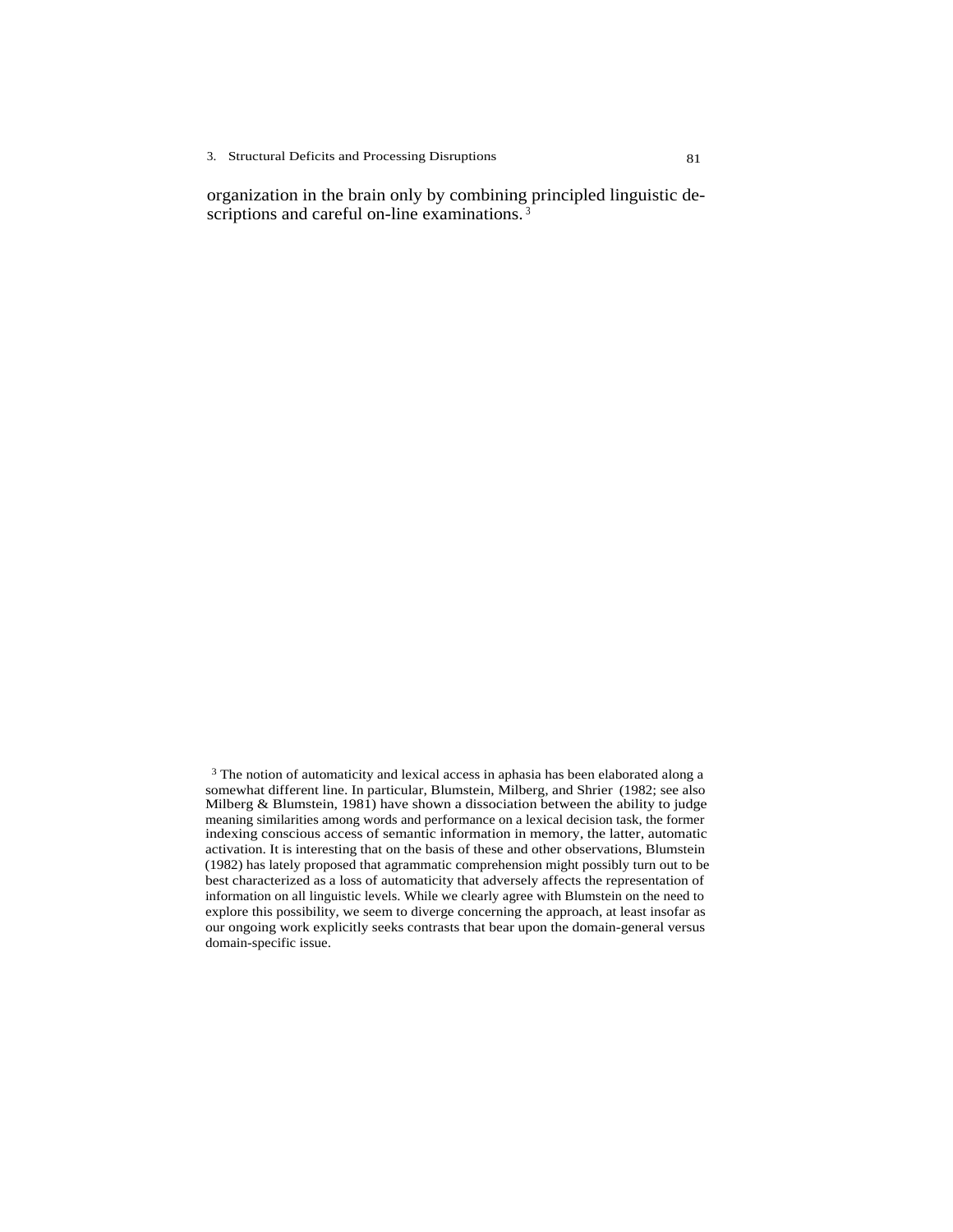organization in the brain only by combining principled linguistic descriptions and careful on-line examinations.[3]

[3] The notion of automaticity and lexical access in aphasia has been elaborated along a somewhat different line. In particular, Blumstein, Milberg, and Shrier (1982; see also Milberg & Blumstein, 1981) have shown a dissociation between the ability to judge meaning similarities among words and performance on a lexical decision task, the former indexing conscious access of semantic information in memory, the latter, automatic activation. It is interesting that on the basis of these and other observations, Blumstein (1982) has lately proposed that agrammatic comprehension might possibly turn out to be best characterized as a loss of automaticity that adversely affects the representation of information on all linguistic levels. While we clearly agree with Blumstein on the need to explore this possibility, we seem to diverge concerning the approach, at least insofar as our ongoing work explicitly seeks contrasts that bear upon the domain-general versus domain-specific issue.